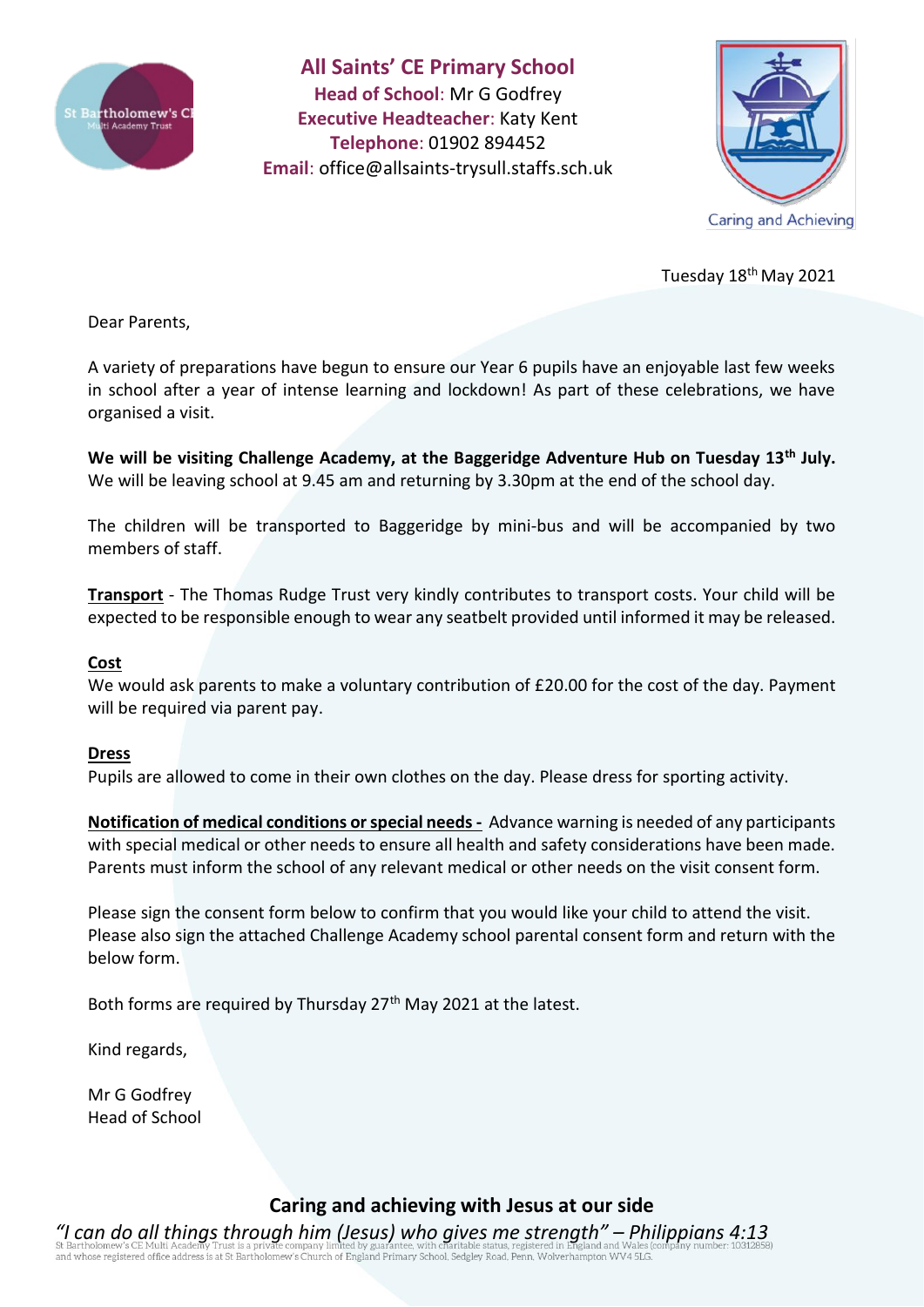# All Saints' CE Primary School

**Head of School**: Mr G Godfrey
**Executive Headteacher**: Katy Kent
**Telephone**: 01902 894452
**Email**: office@allsaints-trysull.staffs.sch.uk

Caring and Achieving

Tuesday 18th May 2021

Dear Parents,

A variety of preparations have begun to ensure our Year 6 pupils have an enjoyable last few weeks in school after a year of intense learning and lockdown! As part of these celebrations, we have organised a visit.

**We will be visiting Challenge Academy, at the Baggeridge Adventure Hub on Tuesday 13th July.** We will be leaving school at 9.45 am and returning by 3.30pm at the end of the school day.

The children will be transported to Baggeridge by mini-bus and will be accompanied by two members of staff.

**Transport** - The Thomas Rudge Trust very kindly contributes to transport costs. Your child will be expected to be responsible enough to wear any seatbelt provided until informed it may be released.

**Cost**
We would ask parents to make a voluntary contribution of £20.00 for the cost of the day. Payment will be required via parent pay.

**Dress**
Pupils are allowed to come in their own clothes on the day. Please dress for sporting activity.

**Notification of medical conditions or special needs -** Advance warning is needed of any participants with special medical or other needs to ensure all health and safety considerations have been made. Parents must inform the school of any relevant medical or other needs on the visit consent form.

Please sign the consent form below to confirm that you would like your child to attend the visit. Please also sign the attached Challenge Academy school parental consent form and return with the below form.

Both forms are required by Thursday 27th May 2021 at the latest.

Kind regards,

Mr G Godfrey
Head of School

**Caring and achieving with Jesus at our side**

*"I can do all things through him (Jesus) who gives me strength" – Philippians 4:13*

St Bartholomew's CE Multi Academy Trust is a private company limited by guarantee, with charitable status, registered in England and Wales (company number: 10312858) and whose registered office address is at St Bartholomew's Church of England Primary School, Sedgley Road, Penn, Wolverhampton WV4 5LG.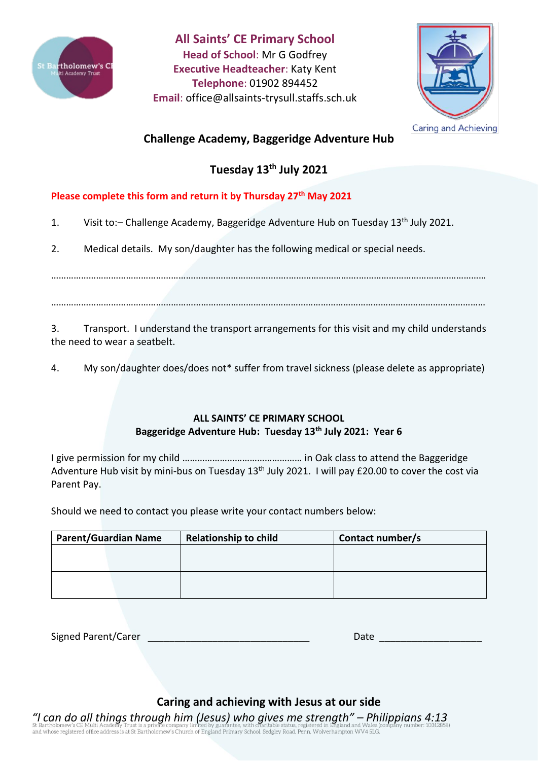# All Saints' CE Primary School

**Head of School**: Mr G Godfrey
**Executive Headteacher**: Katy Kent
**Telephone**: 01902 894452
**Email**: office@allsaints-trysull.staffs.sch.uk

Caring and Achieving

## Challenge Academy, Baggeridge Adventure Hub

## Tuesday 13th July 2021

**Please complete this form and return it by Thursday 27th May 2021**

1. Visit to:– Challenge Academy, Baggeridge Adventure Hub on Tuesday 13th July 2021.

2. Medical details. My son/daughter has the following medical or special needs.

……………………………………………………………………………………………………………………………………………

……………………………………………………………………………………………………………………………………………

3. Transport. I understand the transport arrangements for this visit and my child understands the need to wear a seatbelt.

4. My son/daughter does/does not* suffer from travel sickness (please delete as appropriate)

**ALL SAINTS' CE PRIMARY SCHOOL**
**Baggeridge Adventure Hub: Tuesday 13th July 2021: Year 6**

I give permission for my child ……………………………………… in Oak class to attend the Baggeridge Adventure Hub visit by mini-bus on Tuesday 13th July 2021. I will pay £20.00 to cover the cost via Parent Pay.

Should we need to contact you please write your contact numbers below:

| Parent/Guardian Name | Relationship to child | Contact number/s |
|---|---|---|
| | | |
| | | |

Signed Parent/Carer ______________________________ Date ___________________

**Caring and achieving with Jesus at our side**

*"I can do all things through him (Jesus) who gives me strength" – Philippians 4:13*

St Bartholomew's CE Multi Academy Trust is a private company limited by guarantee, with charitable status, registered in England and Wales (company number: 10312858) and whose registered office address is at St Bartholomew's Church of England Primary School, Sedgley Road, Penn, Wolverhampton WV4 5LG.